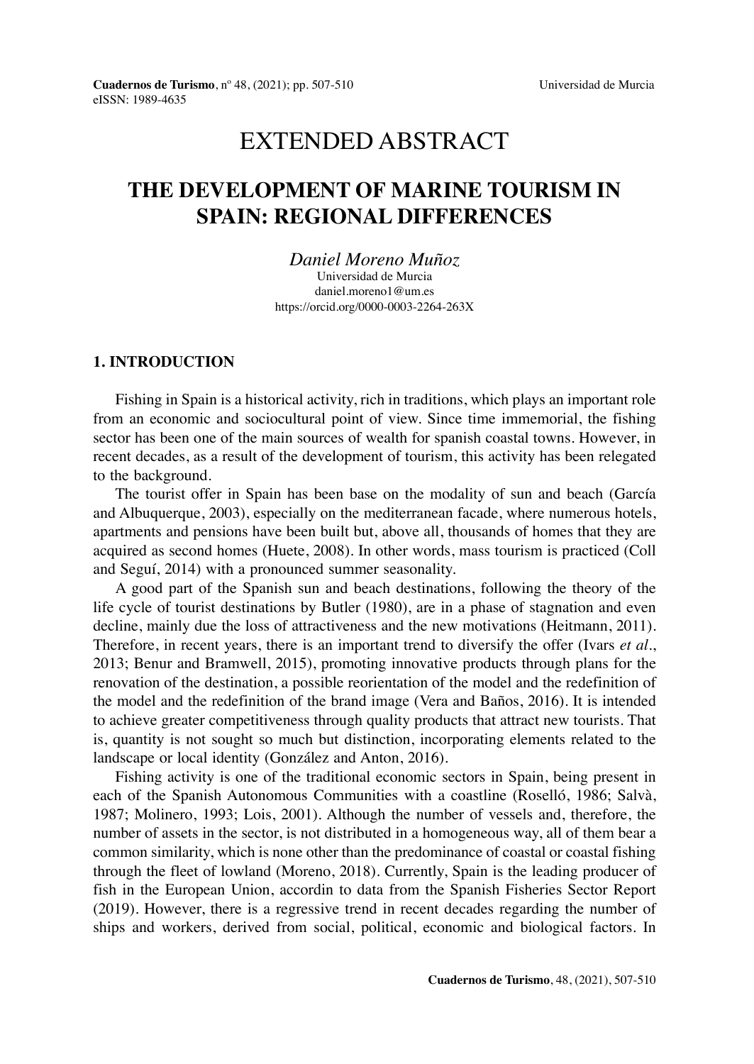# EXTENDED ABSTRACT

## THE DEVELOPMENT OF MARINE TOURISM IN SPAIN: REGIONAL DIFFERENCES

*Daniel Moreno Muñoz*
Universidad de Murcia
daniel.moreno1@um.es
https://orcid.org/0000-0003-2264-263X

### 1. INTRODUCTION

Fishing in Spain is a historical activity, rich in traditions, which plays an important role from an economic and sociocultural point of view. Since time immemorial, the fishing sector has been one of the main sources of wealth for spanish coastal towns. However, in recent decades, as a result of the development of tourism, this activity has been relegated to the background.

The tourist offer in Spain has been base on the modality of sun and beach (García and Albuquerque, 2003), especially on the mediterranean facade, where numerous hotels, apartments and pensions have been built but, above all, thousands of homes that they are acquired as second homes (Huete, 2008). In other words, mass tourism is practiced (Coll and Seguí, 2014) with a pronounced summer seasonality.

A good part of the Spanish sun and beach destinations, following the theory of the life cycle of tourist destinations by Butler (1980), are in a phase of stagnation and even decline, mainly due the loss of attractiveness and the new motivations (Heitmann, 2011). Therefore, in recent years, there is an important trend to diversify the offer (Ivars *et al*., 2013; Benur and Bramwell, 2015), promoting innovative products through plans for the renovation of the destination, a possible reorientation of the model and the redefinition of the model and the redefinition of the brand image (Vera and Baños, 2016). It is intended to achieve greater competitiveness through quality products that attract new tourists. That is, quantity is not sought so much but distinction, incorporating elements related to the landscape or local identity (González and Anton, 2016).

Fishing activity is one of the traditional economic sectors in Spain, being present in each of the Spanish Autonomous Communities with a coastline (Roselló, 1986; Salvà, 1987; Molinero, 1993; Lois, 2001). Although the number of vessels and, therefore, the number of assets in the sector, is not distributed in a homogeneous way, all of them bear a common similarity, which is none other than the predominance of coastal or coastal fishing through the fleet of lowland (Moreno, 2018). Currently, Spain is the leading producer of fish in the European Union, accordin to data from the Spanish Fisheries Sector Report (2019). However, there is a regressive trend in recent decades regarding the number of ships and workers, derived from social, political, economic and biological factors. In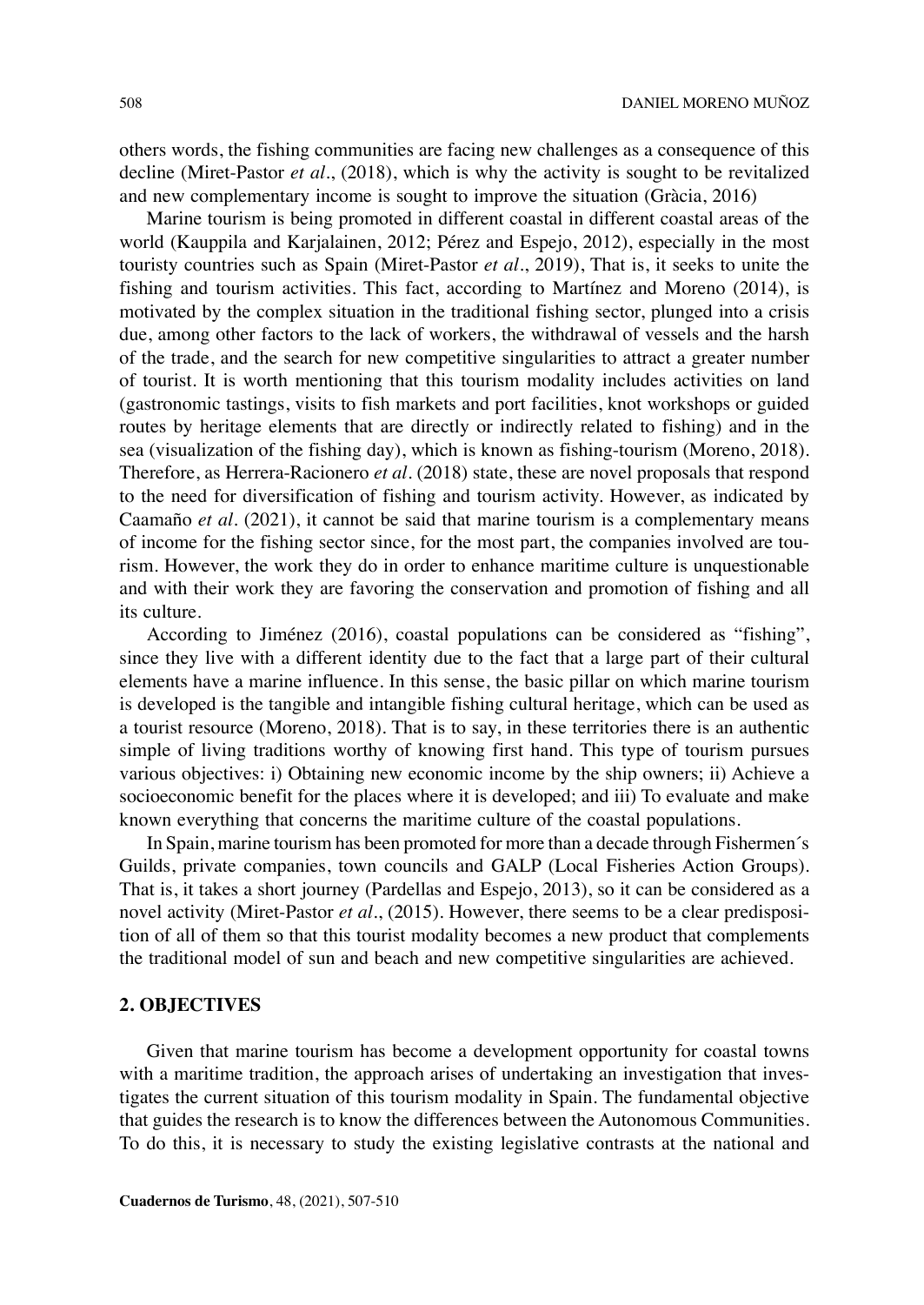others words, the fishing communities are facing new challenges as a consequence of this decline (Miret-Pastor *et al*., (2018), which is why the activity is sought to be revitalized and new complementary income is sought to improve the situation (Gràcia, 2016)

Marine tourism is being promoted in different coastal in different coastal areas of the world (Kauppila and Karjalainen, 2012; Pérez and Espejo, 2012), especially in the most touristy countries such as Spain (Miret-Pastor *et al*., 2019), That is, it seeks to unite the fishing and tourism activities. This fact, according to Martínez and Moreno (2014), is motivated by the complex situation in the traditional fishing sector, plunged into a crisis due, among other factors to the lack of workers, the withdrawal of vessels and the harsh of the trade, and the search for new competitive singularities to attract a greater number of tourist. It is worth mentioning that this tourism modality includes activities on land (gastronomic tastings, visits to fish markets and port facilities, knot workshops or guided routes by heritage elements that are directly or indirectly related to fishing) and in the sea (visualization of the fishing day), which is known as fishing-tourism (Moreno, 2018). Therefore, as Herrera-Racionero *et al*. (2018) state, these are novel proposals that respond to the need for diversification of fishing and tourism activity. However, as indicated by Caamaño *et al*. (2021), it cannot be said that marine tourism is a complementary means of income for the fishing sector since, for the most part, the companies involved are tourism. However, the work they do in order to enhance maritime culture is unquestionable and with their work they are favoring the conservation and promotion of fishing and all its culture.

According to Jiménez (2016), coastal populations can be considered as "fishing", since they live with a different identity due to the fact that a large part of their cultural elements have a marine influence. In this sense, the basic pillar on which marine tourism is developed is the tangible and intangible fishing cultural heritage, which can be used as a tourist resource (Moreno, 2018). That is to say, in these territories there is an authentic simple of living traditions worthy of knowing first hand. This type of tourism pursues various objectives: i) Obtaining new economic income by the ship owners; ii) Achieve a socioeconomic benefit for the places where it is developed; and iii) To evaluate and make known everything that concerns the maritime culture of the coastal populations.

In Spain, marine tourism has been promoted for more than a decade through Fishermen´s Guilds, private companies, town councils and GALP (Local Fisheries Action Groups). That is, it takes a short journey (Pardellas and Espejo, 2013), so it can be considered as a novel activity (Miret-Pastor *et al*., (2015). However, there seems to be a clear predisposition of all of them so that this tourist modality becomes a new product that complements the traditional model of sun and beach and new competitive singularities are achieved.

## 2. OBJECTIVES

Given that marine tourism has become a development opportunity for coastal towns with a maritime tradition, the approach arises of undertaking an investigation that investigates the current situation of this tourism modality in Spain. The fundamental objective that guides the research is to know the differences between the Autonomous Communities. To do this, it is necessary to study the existing legislative contrasts at the national and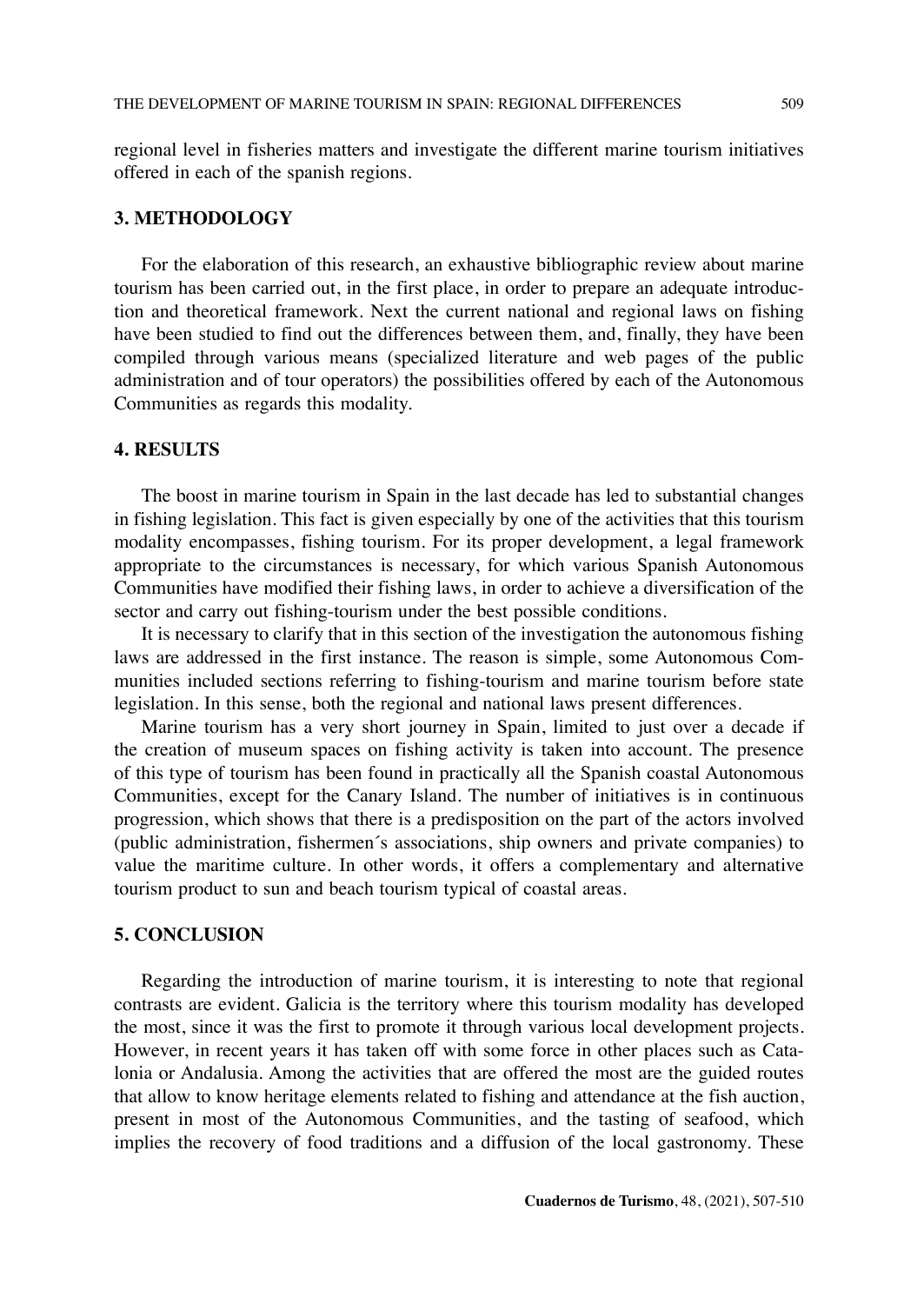regional level in fisheries matters and investigate the different marine tourism initiatives offered in each of the spanish regions.

## 3. METHODOLOGY

For the elaboration of this research, an exhaustive bibliographic review about marine tourism has been carried out, in the first place, in order to prepare an adequate introduction and theoretical framework. Next the current national and regional laws on fishing have been studied to find out the differences between them, and, finally, they have been compiled through various means (specialized literature and web pages of the public administration and of tour operators) the possibilities offered by each of the Autonomous Communities as regards this modality.

## 4. RESULTS

The boost in marine tourism in Spain in the last decade has led to substantial changes in fishing legislation. This fact is given especially by one of the activities that this tourism modality encompasses, fishing tourism. For its proper development, a legal framework appropriate to the circumstances is necessary, for which various Spanish Autonomous Communities have modified their fishing laws, in order to achieve a diversification of the sector and carry out fishing-tourism under the best possible conditions.

It is necessary to clarify that in this section of the investigation the autonomous fishing laws are addressed in the first instance. The reason is simple, some Autonomous Communities included sections referring to fishing-tourism and marine tourism before state legislation. In this sense, both the regional and national laws present differences.

Marine tourism has a very short journey in Spain, limited to just over a decade if the creation of museum spaces on fishing activity is taken into account. The presence of this type of tourism has been found in practically all the Spanish coastal Autonomous Communities, except for the Canary Island. The number of initiatives is in continuous progression, which shows that there is a predisposition on the part of the actors involved (public administration, fishermen´s associations, ship owners and private companies) to value the maritime culture. In other words, it offers a complementary and alternative tourism product to sun and beach tourism typical of coastal areas.

## 5. CONCLUSION

Regarding the introduction of marine tourism, it is interesting to note that regional contrasts are evident. Galicia is the territory where this tourism modality has developed the most, since it was the first to promote it through various local development projects. However, in recent years it has taken off with some force in other places such as Catalonia or Andalusia. Among the activities that are offered the most are the guided routes that allow to know heritage elements related to fishing and attendance at the fish auction, present in most of the Autonomous Communities, and the tasting of seafood, which implies the recovery of food traditions and a diffusion of the local gastronomy. These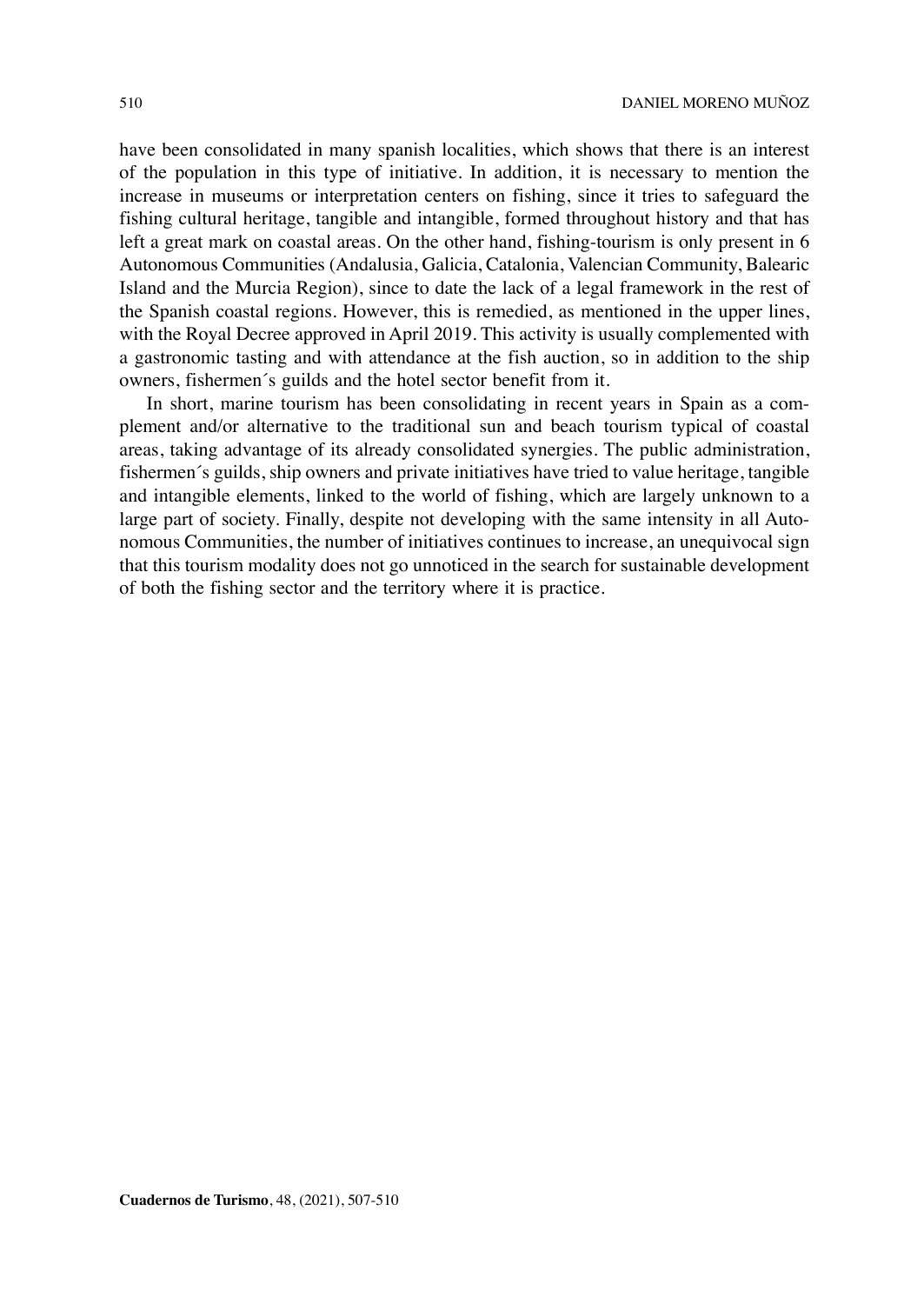have been consolidated in many spanish localities, which shows that there is an interest of the population in this type of initiative. In addition, it is necessary to mention the increase in museums or interpretation centers on fishing, since it tries to safeguard the fishing cultural heritage, tangible and intangible, formed throughout history and that has left a great mark on coastal areas. On the other hand, fishing-tourism is only present in 6 Autonomous Communities (Andalusia, Galicia, Catalonia, Valencian Community, Balearic Island and the Murcia Region), since to date the lack of a legal framework in the rest of the Spanish coastal regions. However, this is remedied, as mentioned in the upper lines, with the Royal Decree approved in April 2019. This activity is usually complemented with a gastronomic tasting and with attendance at the fish auction, so in addition to the ship owners, fishermen´s guilds and the hotel sector benefit from it.

In short, marine tourism has been consolidating in recent years in Spain as a complement and/or alternative to the traditional sun and beach tourism typical of coastal areas, taking advantage of its already consolidated synergies. The public administration, fishermen´s guilds, ship owners and private initiatives have tried to value heritage, tangible and intangible elements, linked to the world of fishing, which are largely unknown to a large part of society. Finally, despite not developing with the same intensity in all Autonomous Communities, the number of initiatives continues to increase, an unequivocal sign that this tourism modality does not go unnoticed in the search for sustainable development of both the fishing sector and the territory where it is practice.